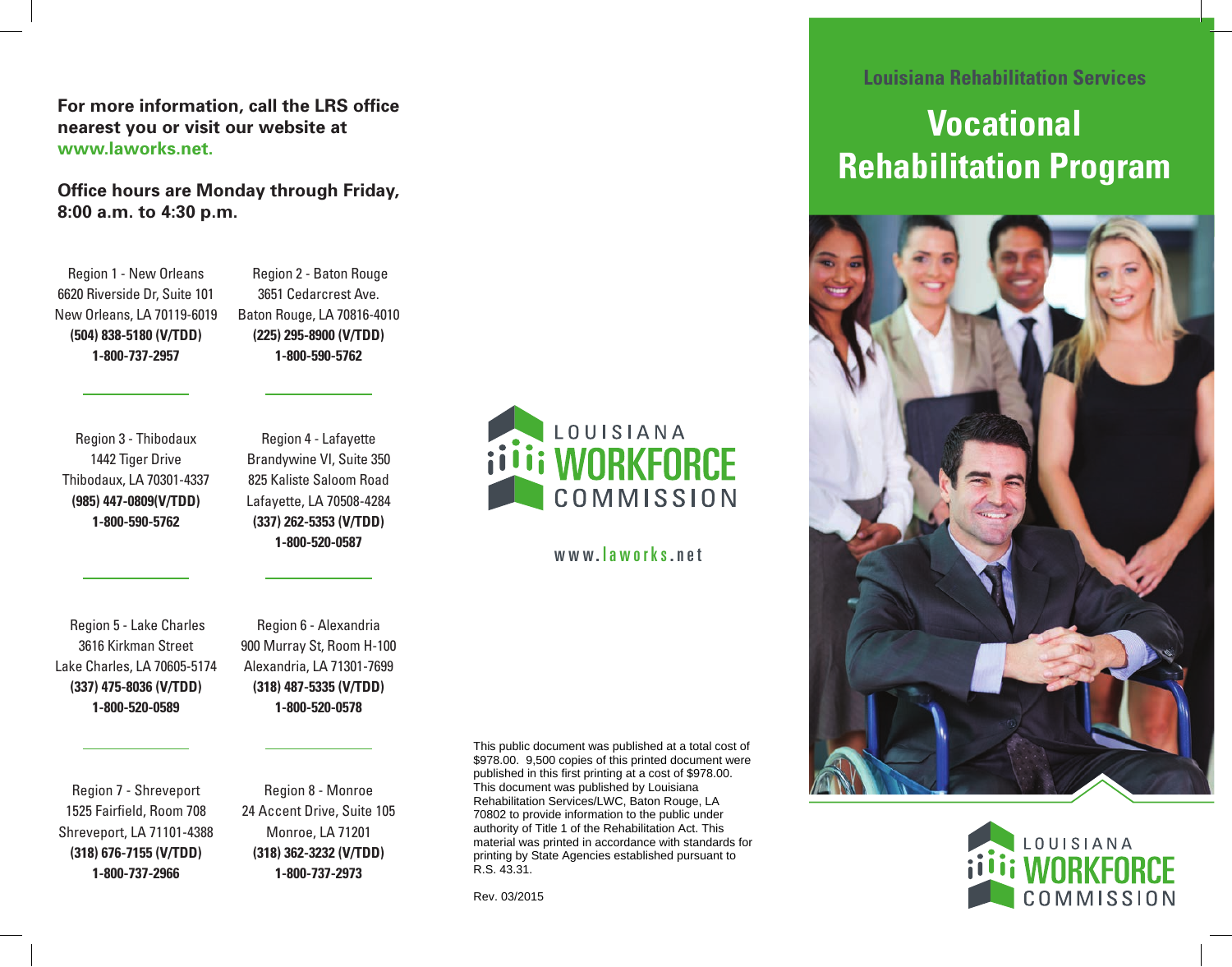**For more information, call the LRS office nearest you or visit our website at www.laworks.net.**

**Office hours are Monday through Friday, 8:00 a.m. to 4:30 p.m.**

Region 1 - New Orleans
6620 Riverside Dr, Suite 101
New Orleans, LA 70119-6019
**(504) 838-5180 (V/TDD)**
**1-800-737-2957**

Region 2 - Baton Rouge
3651 Cedarcrest Ave.
Baton Rouge, LA 70816-4010
**(225) 295-8900 (V/TDD)**
**1-800-590-5762**

Region 3 - Thibodaux
1442 Tiger Drive
Thibodaux, LA 70301-4337
**(985) 447-0809(V/TDD)**
**1-800-590-5762**

Region 4 - Lafayette
Brandywine VI, Suite 350
825 Kaliste Saloom Road
Lafayette, LA 70508-4284
**(337) 262-5353 (V/TDD)**
**1-800-520-0587**

Region 5 - Lake Charles
3616 Kirkman Street
Lake Charles, LA 70605-5174
**(337) 475-8036 (V/TDD)**
**1-800-520-0589**

Region 6 - Alexandria
900 Murray St, Room H-100
Alexandria, LA 71301-7699
**(318) 487-5335 (V/TDD)**
**1-800-520-0578**

Region 7 - Shreveport
1525 Fairfield, Room 708
Shreveport, LA 71101-4388
**(318) 676-7155 (V/TDD)**
**1-800-737-2966**

Region 8 - Monroe
24 Accent Drive, Suite 105
Monroe, LA 71201
**(318) 362-3232 (V/TDD)**
**1-800-737-2973**

LOUISIANA WORKFORCE COMMISSION

www.laworks.net

This public document was published at a total cost of $978.00. 9,500 copies of this printed document were published in this first printing at a cost of $978.00. This document was published by Louisiana Rehabilitation Services/LWC, Baton Rouge, LA 70802 to provide information to the public under authority of Title 1 of the Rehabilitation Act. This material was printed in accordance with standards for printing by State Agencies established pursuant to R.S. 43.31.

Rev. 03/2015

**Louisiana Rehabilitation Services**

# Vocational Rehabilitation Program

LOUISIANA WORKFORCE COMMISSION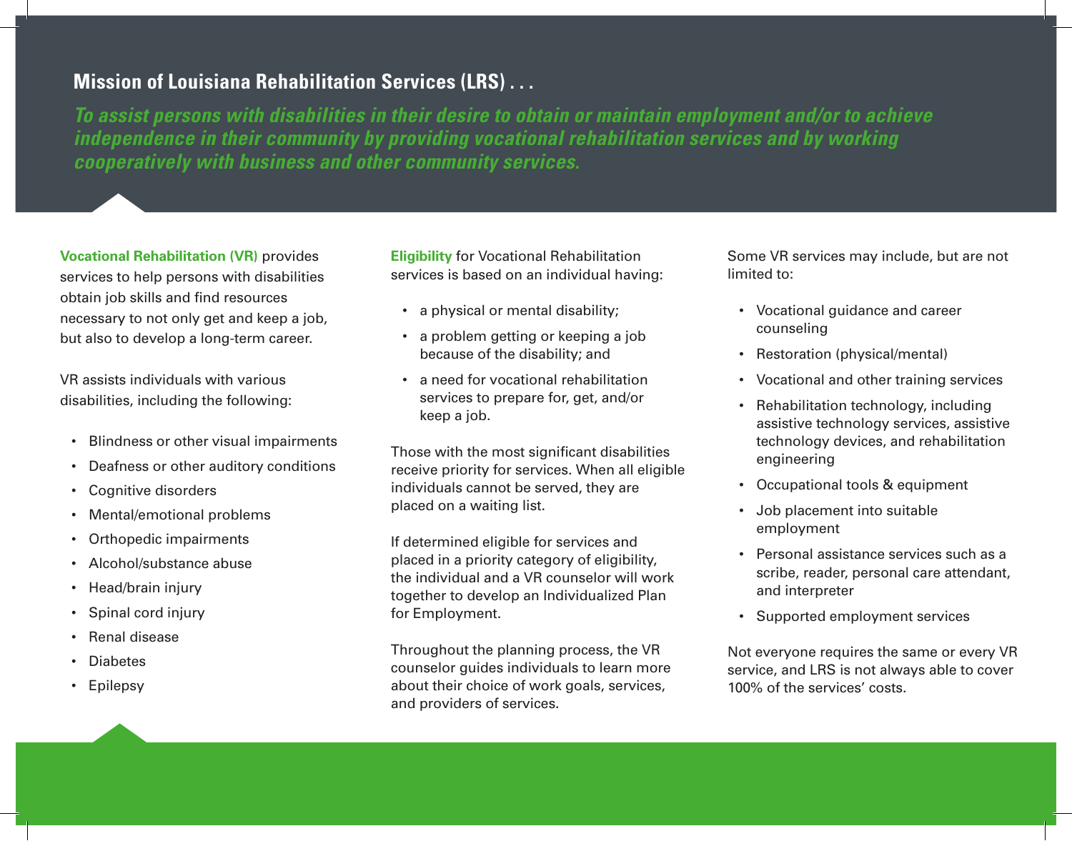## Mission of Louisiana Rehabilitation Services (LRS) . . .

***To assist persons with disabilities in their desire to obtain or maintain employment and/or to achieve independence in their community by providing vocational rehabilitation services and by working cooperatively with business and other community services.***

**Vocational Rehabilitation (VR)** provides services to help persons with disabilities obtain job skills and find resources necessary to not only get and keep a job, but also to develop a long-term career.

VR assists individuals with various disabilities, including the following:

- Blindness or other visual impairments
- Deafness or other auditory conditions
- Cognitive disorders
- Mental/emotional problems
- Orthopedic impairments
- Alcohol/substance abuse
- Head/brain injury
- Spinal cord injury
- Renal disease
- Diabetes
- Epilepsy

**Eligibility** for Vocational Rehabilitation services is based on an individual having:

- a physical or mental disability;
- a problem getting or keeping a job because of the disability; and
- a need for vocational rehabilitation services to prepare for, get, and/or keep a job.

Those with the most significant disabilities receive priority for services. When all eligible individuals cannot be served, they are placed on a waiting list.

If determined eligible for services and placed in a priority category of eligibility, the individual and a VR counselor will work together to develop an Individualized Plan for Employment.

Throughout the planning process, the VR counselor guides individuals to learn more about their choice of work goals, services, and providers of services.

Some VR services may include, but are not limited to:

- Vocational guidance and career counseling
- Restoration (physical/mental)
- Vocational and other training services
- Rehabilitation technology, including assistive technology services, assistive technology devices, and rehabilitation engineering
- Occupational tools & equipment
- Job placement into suitable employment
- Personal assistance services such as a scribe, reader, personal care attendant, and interpreter
- Supported employment services

Not everyone requires the same or every VR service, and LRS is not always able to cover 100% of the services' costs.